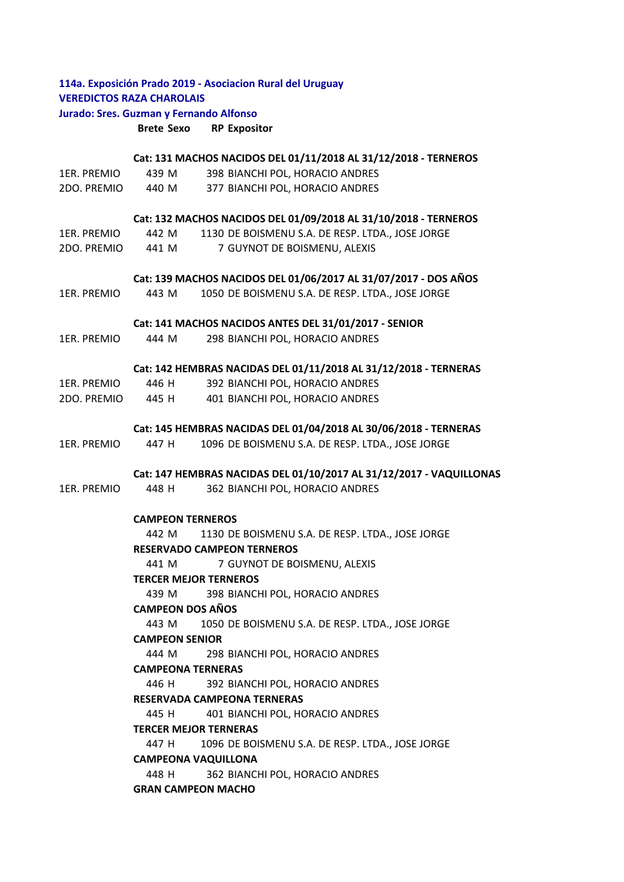**114a. Exposición Prado 2019 - Asociacion Rural del Uruguay**
**VEREDICTOS RAZA CHAROLAIS**
**Jurado: Sres. Guzman y Fernando Alfonso**

| | Brete | Sexo | RP | Expositor |
|---|---|---|---|---|
| | **Cat: 131 MACHOS NACIDOS DEL 01/11/2018 AL 31/12/2018 - TERNEROS** | | | |
| 1ER. PREMIO | 439 | M | 398 | BIANCHI POL, HORACIO ANDRES |
| 2DO. PREMIO | 440 | M | 377 | BIANCHI POL, HORACIO ANDRES |
| | **Cat: 132 MACHOS NACIDOS DEL 01/09/2018 AL 31/10/2018 - TERNEROS** | | | |
| 1ER. PREMIO | 442 | M | 1130 | DE BOISMENU S.A. DE RESP. LTDA., JOSE JORGE |
| 2DO. PREMIO | 441 | M | 7 | GUYNOT DE BOISMENU, ALEXIS |
| | **Cat: 139 MACHOS NACIDOS DEL 01/06/2017 AL 31/07/2017 - DOS AÑOS** | | | |
| 1ER. PREMIO | 443 | M | 1050 | DE BOISMENU S.A. DE RESP. LTDA., JOSE JORGE |
| | **Cat: 141 MACHOS NACIDOS ANTES DEL 31/01/2017 - SENIOR** | | | |
| 1ER. PREMIO | 444 | M | 298 | BIANCHI POL, HORACIO ANDRES |
| | **Cat: 142 HEMBRAS NACIDAS DEL 01/11/2018 AL 31/12/2018 - TERNERAS** | | | |
| 1ER. PREMIO | 446 | H | 392 | BIANCHI POL, HORACIO ANDRES |
| 2DO. PREMIO | 445 | H | 401 | BIANCHI POL, HORACIO ANDRES |
| | **Cat: 145 HEMBRAS NACIDAS DEL 01/04/2018 AL 30/06/2018 - TERNERAS** | | | |
| 1ER. PREMIO | 447 | H | 1096 | DE BOISMENU S.A. DE RESP. LTDA., JOSE JORGE |
| | **Cat: 147 HEMBRAS NACIDAS DEL 01/10/2017 AL 31/12/2017 - VAQUILLONAS** | | | |
| 1ER. PREMIO | 448 | H | 362 | BIANCHI POL, HORACIO ANDRES |

**CAMPEON TERNEROS**
442 M 1130 DE BOISMENU S.A. DE RESP. LTDA., JOSE JORGE

**RESERVADO CAMPEON TERNEROS**
441 M 7 GUYNOT DE BOISMENU, ALEXIS

**TERCER MEJOR TERNEROS**
439 M 398 BIANCHI POL, HORACIO ANDRES

**CAMPEON DOS AÑOS**
443 M 1050 DE BOISMENU S.A. DE RESP. LTDA., JOSE JORGE

**CAMPEON SENIOR**
444 M 298 BIANCHI POL, HORACIO ANDRES

**CAMPEONA TERNERAS**
446 H 392 BIANCHI POL, HORACIO ANDRES

**RESERVADA CAMPEONA TERNERAS**
445 H 401 BIANCHI POL, HORACIO ANDRES

**TERCER MEJOR TERNERAS**
447 H 1096 DE BOISMENU S.A. DE RESP. LTDA., JOSE JORGE

**CAMPEONA VAQUILLONA**
448 H 362 BIANCHI POL, HORACIO ANDRES

**GRAN CAMPEON MACHO**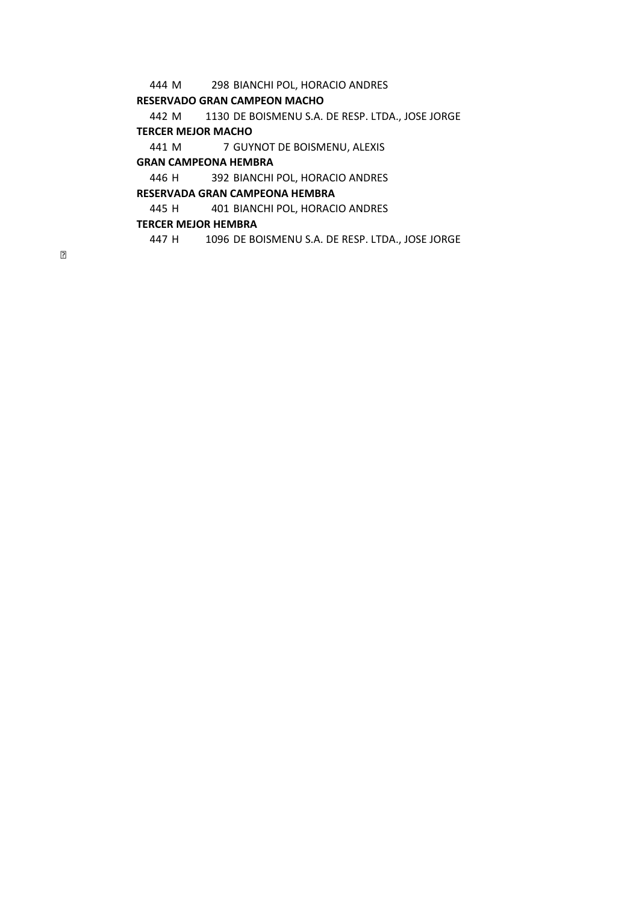444 M 298 BIANCHI POL, HORACIO ANDRES

**RESERVADO GRAN CAMPEON MACHO**

442 M 1130 DE BOISMENU S.A. DE RESP. LTDA., JOSE JORGE

**TERCER MEJOR MACHO**

441 M 7 GUYNOT DE BOISMENU, ALEXIS

**GRAN CAMPEONA HEMBRA**

446 H 392 BIANCHI POL, HORACIO ANDRES

**RESERVADA GRAN CAMPEONA HEMBRA**

445 H 401 BIANCHI POL, HORACIO ANDRES

**TERCER MEJOR HEMBRA**

447 H 1096 DE BOISMENU S.A. DE RESP. LTDA., JOSE JORGE